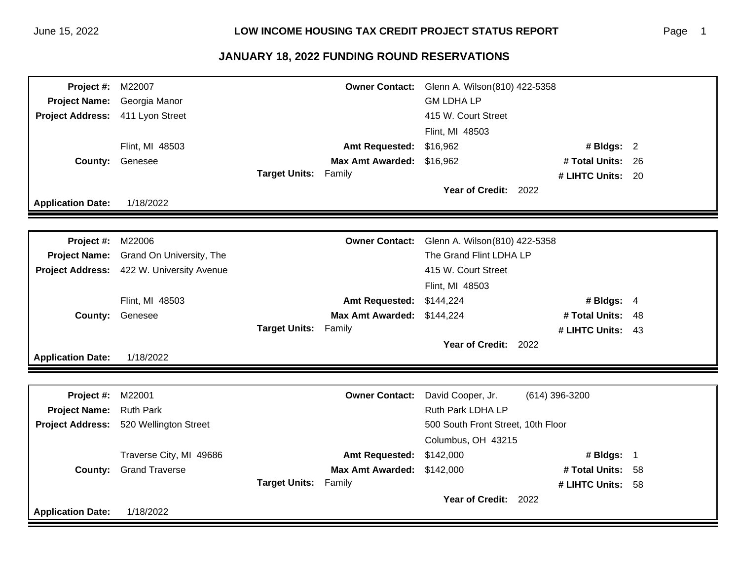# LOW INCOME HOUSING TAX CREDIT PROJECT STATUS REPORT

## JANUARY 18, 2022 FUNDING ROUND RESERVATIONS

**Project #:** M22007
**Project Name:** Georgia Manor
**Project Address:** 411 Lyon Street
Flint, MI 48503
**County:** Genesee
**Application Date:** 1/18/2022

**Owner Contact:** Glenn A. Wilson(810) 422-5358
GM LDHA LP
415 W. Court Street
Flint, MI 48503

**Amt Requested:** $16,962
**Max Amt Awarded:** $16,962
**Target Units:** Family
**Year of Credit:** 2022

**# Bldgs:** 2
**# Total Units:** 26
**# LIHTC Units:** 20

---

**Project #:** M22006
**Project Name:** Grand On University, The
**Project Address:** 422 W. University Avenue
Flint, MI 48503
**County:** Genesee
**Application Date:** 1/18/2022

**Owner Contact:** Glenn A. Wilson(810) 422-5358
The Grand Flint LDHA LP
415 W. Court Street
Flint, MI 48503

**Amt Requested:** $144,224
**Max Amt Awarded:** $144,224
**Target Units:** Family
**Year of Credit:** 2022

**# Bldgs:** 4
**# Total Units:** 48
**# LIHTC Units:** 43

---

**Project #:** M22001
**Project Name:** Ruth Park
**Project Address:** 520 Wellington Street
Traverse City, MI 49686
**County:** Grand Traverse
**Application Date:** 1/18/2022

**Owner Contact:** David Cooper, Jr. (614) 396-3200
Ruth Park LDHA LP
500 South Front Street, 10th Floor
Columbus, OH 43215

**Amt Requested:** $142,000
**Max Amt Awarded:** $142,000
**Target Units:** Family
**Year of Credit:** 2022

**# Bldgs:** 1
**# Total Units:** 58
**# LIHTC Units:** 58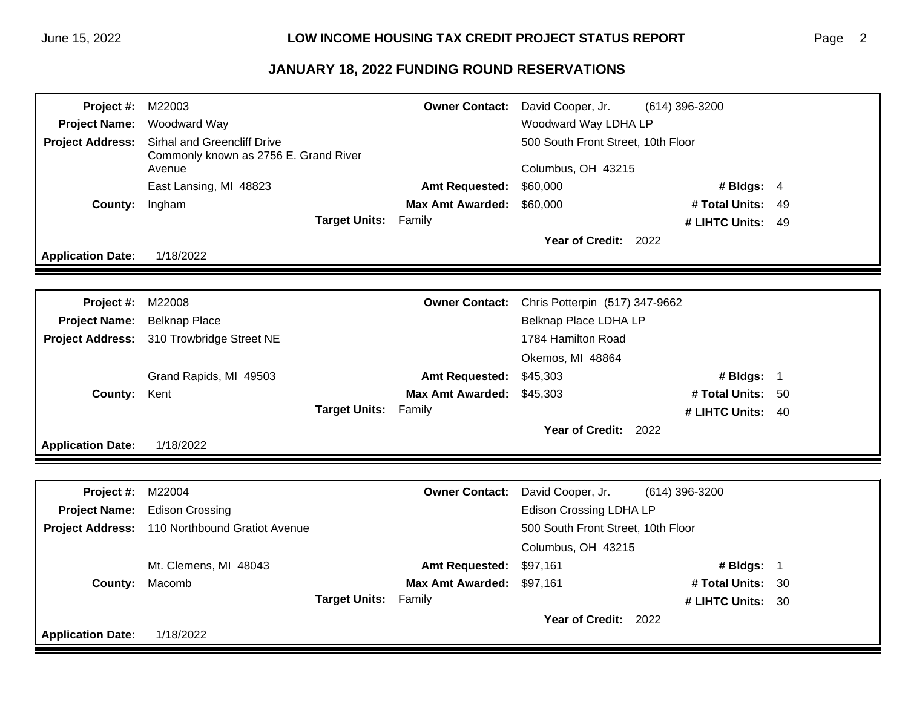## JANUARY 18, 2022 FUNDING ROUND RESERVATIONS

| | | | | | |
|---|---|---|---|---|---|
| **Project #:** | M22003 | **Owner Contact:** | David Cooper, Jr. (614) 396-3200 | | |
| **Project Name:** | Woodward Way | | Woodward Way LDHA LP | | |
| **Project Address:** | Sirhal and Greencliff Drive Commonly known as 2756 E. Grand River Avenue | | 500 South Front Street, 10th Floor | | |
| | | | Columbus, OH 43215 | | |
| | East Lansing, MI 48823 | **Amt Requested:** | $60,000 | **# Bldgs:** | 4 |
| **County:** | Ingham | **Max Amt Awarded:** | $60,000 | **# Total Units:** | 49 |
| | **Target Units:** Family | | | **# LIHTC Units:** | 49 |
| | | | **Year of Credit:** 2022 | | |
| **Application Date:** | 1/18/2022 | | | | |

| | | | | | |
|---|---|---|---|---|---|
| **Project #:** | M22008 | **Owner Contact:** | Chris Potterpin (517) 347-9662 | | |
| **Project Name:** | Belknap Place | | Belknap Place LDHA LP | | |
| **Project Address:** | 310 Trowbridge Street NE | | 1784 Hamilton Road | | |
| | | | Okemos, MI 48864 | | |
| | Grand Rapids, MI 49503 | **Amt Requested:** | $45,303 | **# Bldgs:** | 1 |
| **County:** | Kent | **Max Amt Awarded:** | $45,303 | **# Total Units:** | 50 |
| | **Target Units:** Family | | | **# LIHTC Units:** | 40 |
| | | | **Year of Credit:** 2022 | | |
| **Application Date:** | 1/18/2022 | | | | |

| | | | | | |
|---|---|---|---|---|---|
| **Project #:** | M22004 | **Owner Contact:** | David Cooper, Jr. (614) 396-3200 | | |
| **Project Name:** | Edison Crossing | | Edison Crossing LDHA LP | | |
| **Project Address:** | 110 Northbound Gratiot Avenue | | 500 South Front Street, 10th Floor | | |
| | | | Columbus, OH 43215 | | |
| | Mt. Clemens, MI 48043 | **Amt Requested:** | $97,161 | **# Bldgs:** | 1 |
| **County:** | Macomb | **Max Amt Awarded:** | $97,161 | **# Total Units:** | 30 |
| | **Target Units:** Family | | | **# LIHTC Units:** | 30 |
| | | | **Year of Credit:** 2022 | | |
| **Application Date:** | 1/18/2022 | | | | |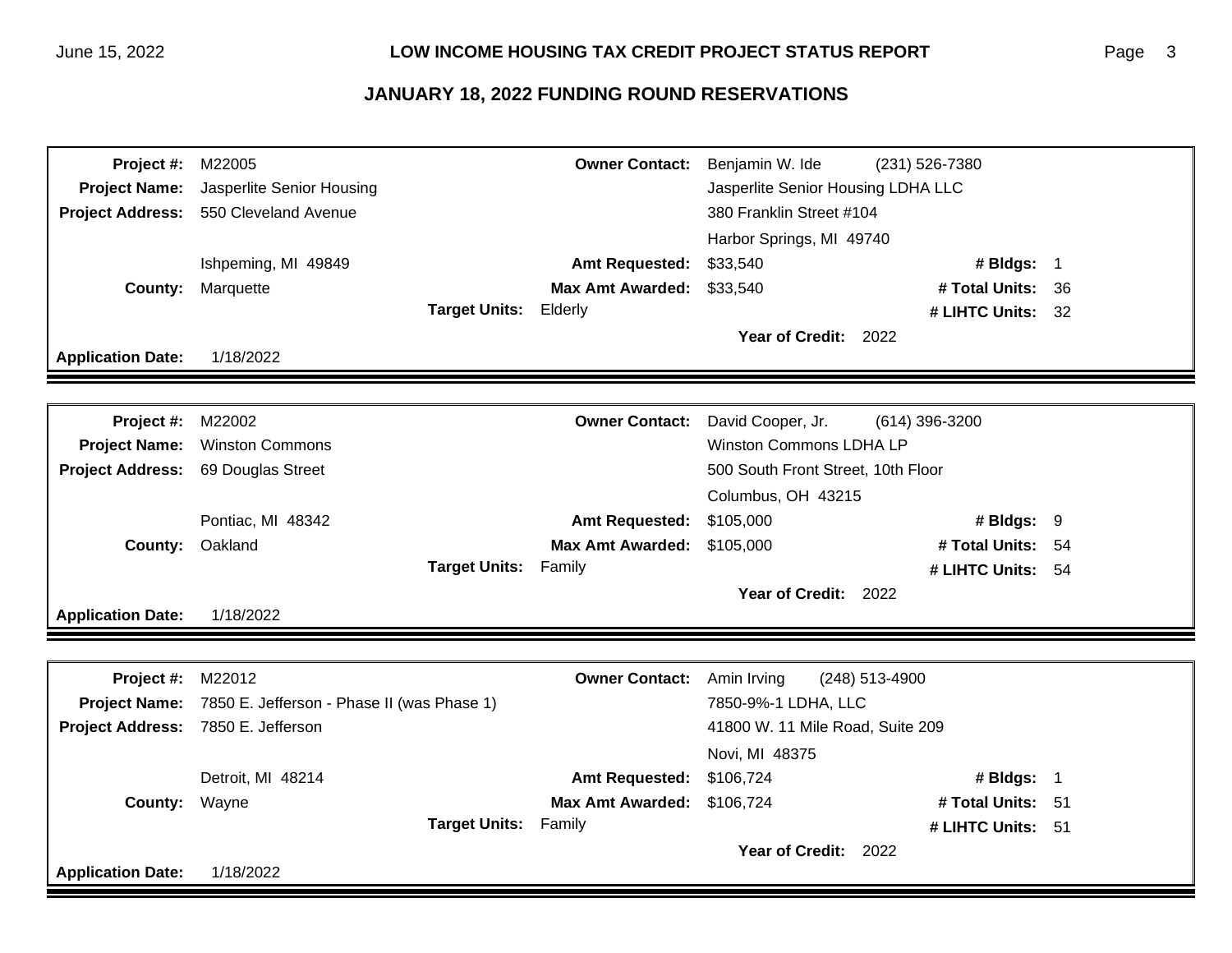## JANUARY 18, 2022 FUNDING ROUND RESERVATIONS

| | | | |
|---|---|---|---|
| **Project #:** | M22005 | **Owner Contact:** | Benjamin W. Ide (231) 526-7380 |
| **Project Name:** | Jasperlite Senior Housing | | Jasperlite Senior Housing LDHA LLC |
| **Project Address:** | 550 Cleveland Avenue | | 380 Franklin Street #104 |
| | | | Harbor Springs, MI 49740 |
| | Ishpeming, MI 49849 | **Amt Requested:** | $33,540 |
| **County:** | Marquette | **Max Amt Awarded:** | $33,540 |
| **Target Units:** | Elderly | **# Bldgs:** | 1 |
| | | **# Total Units:** | 36 |
| | | **# LIHTC Units:** | 32 |
| | | **Year of Credit:** | 2022 |
| **Application Date:** | 1/18/2022 | | |

| | | | |
|---|---|---|---|
| **Project #:** | M22002 | **Owner Contact:** | David Cooper, Jr. (614) 396-3200 |
| **Project Name:** | Winston Commons | | Winston Commons LDHA LP |
| **Project Address:** | 69 Douglas Street | | 500 South Front Street, 10th Floor |
| | | | Columbus, OH 43215 |
| | Pontiac, MI 48342 | **Amt Requested:** | $105,000 |
| **County:** | Oakland | **Max Amt Awarded:** | $105,000 |
| **Target Units:** | Family | **# Bldgs:** | 9 |
| | | **# Total Units:** | 54 |
| | | **# LIHTC Units:** | 54 |
| | | **Year of Credit:** | 2022 |
| **Application Date:** | 1/18/2022 | | |

| | | | |
|---|---|---|---|
| **Project #:** | M22012 | **Owner Contact:** | Amin Irving (248) 513-4900 |
| **Project Name:** | 7850 E. Jefferson - Phase II (was Phase 1) | | 7850-9%-1 LDHA, LLC |
| **Project Address:** | 7850 E. Jefferson | | 41800 W. 11 Mile Road, Suite 209 |
| | | | Novi, MI 48375 |
| | Detroit, MI 48214 | **Amt Requested:** | $106,724 |
| **County:** | Wayne | **Max Amt Awarded:** | $106,724 |
| **Target Units:** | Family | **# Bldgs:** | 1 |
| | | **# Total Units:** | 51 |
| | | **# LIHTC Units:** | 51 |
| | | **Year of Credit:** | 2022 |
| **Application Date:** | 1/18/2022 | | |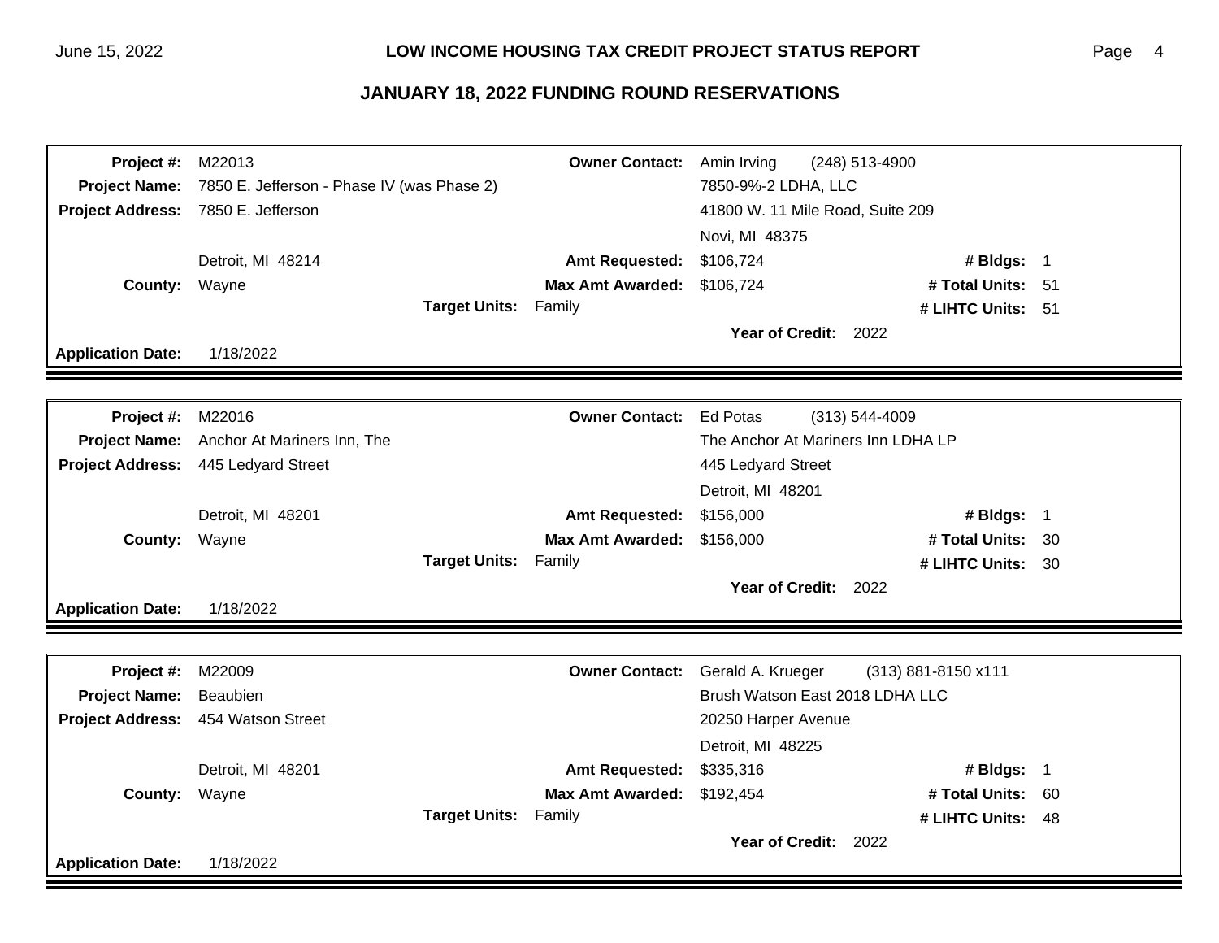## JANUARY 18, 2022 FUNDING ROUND RESERVATIONS

| | | | |
|---|---|---|---|
| **Project #:** | M22013 | **Owner Contact:** | Amin Irving (248) 513-4900 |
| **Project Name:** | 7850 E. Jefferson - Phase IV (was Phase 2) | | 7850-9%-2 LDHA, LLC |
| **Project Address:** | 7850 E. Jefferson | | 41800 W. 11 Mile Road, Suite 209 |
| | | | Novi, MI 48375 |
| | Detroit, MI 48214 | **Amt Requested:** | $106,724 |
| **County:** | Wayne | **Max Amt Awarded:** | $106,724 |
| **Target Units:** | Family | **# Bldgs:** | 1 |
| | | **# Total Units:** | 51 |
| | | **# LIHTC Units:** | 51 |
| | | **Year of Credit:** | 2022 |
| **Application Date:** | 1/18/2022 | | |

| | | | |
|---|---|---|---|
| **Project #:** | M22016 | **Owner Contact:** | Ed Potas (313) 544-4009 |
| **Project Name:** | Anchor At Mariners Inn, The | | The Anchor At Mariners Inn LDHA LP |
| **Project Address:** | 445 Ledyard Street | | 445 Ledyard Street |
| | | | Detroit, MI 48201 |
| | Detroit, MI 48201 | **Amt Requested:** | $156,000 |
| **County:** | Wayne | **Max Amt Awarded:** | $156,000 |
| **Target Units:** | Family | **# Bldgs:** | 1 |
| | | **# Total Units:** | 30 |
| | | **# LIHTC Units:** | 30 |
| | | **Year of Credit:** | 2022 |
| **Application Date:** | 1/18/2022 | | |

| | | | |
|---|---|---|---|
| **Project #:** | M22009 | **Owner Contact:** | Gerald A. Krueger (313) 881-8150 x111 |
| **Project Name:** | Beaubien | | Brush Watson East 2018 LDHA LLC |
| **Project Address:** | 454 Watson Street | | 20250 Harper Avenue |
| | | | Detroit, MI 48225 |
| | Detroit, MI 48201 | **Amt Requested:** | $335,316 |
| **County:** | Wayne | **Max Amt Awarded:** | $192,454 |
| **Target Units:** | Family | **# Bldgs:** | 1 |
| | | **# Total Units:** | 60 |
| | | **# LIHTC Units:** | 48 |
| | | **Year of Credit:** | 2022 |
| **Application Date:** | 1/18/2022 | | |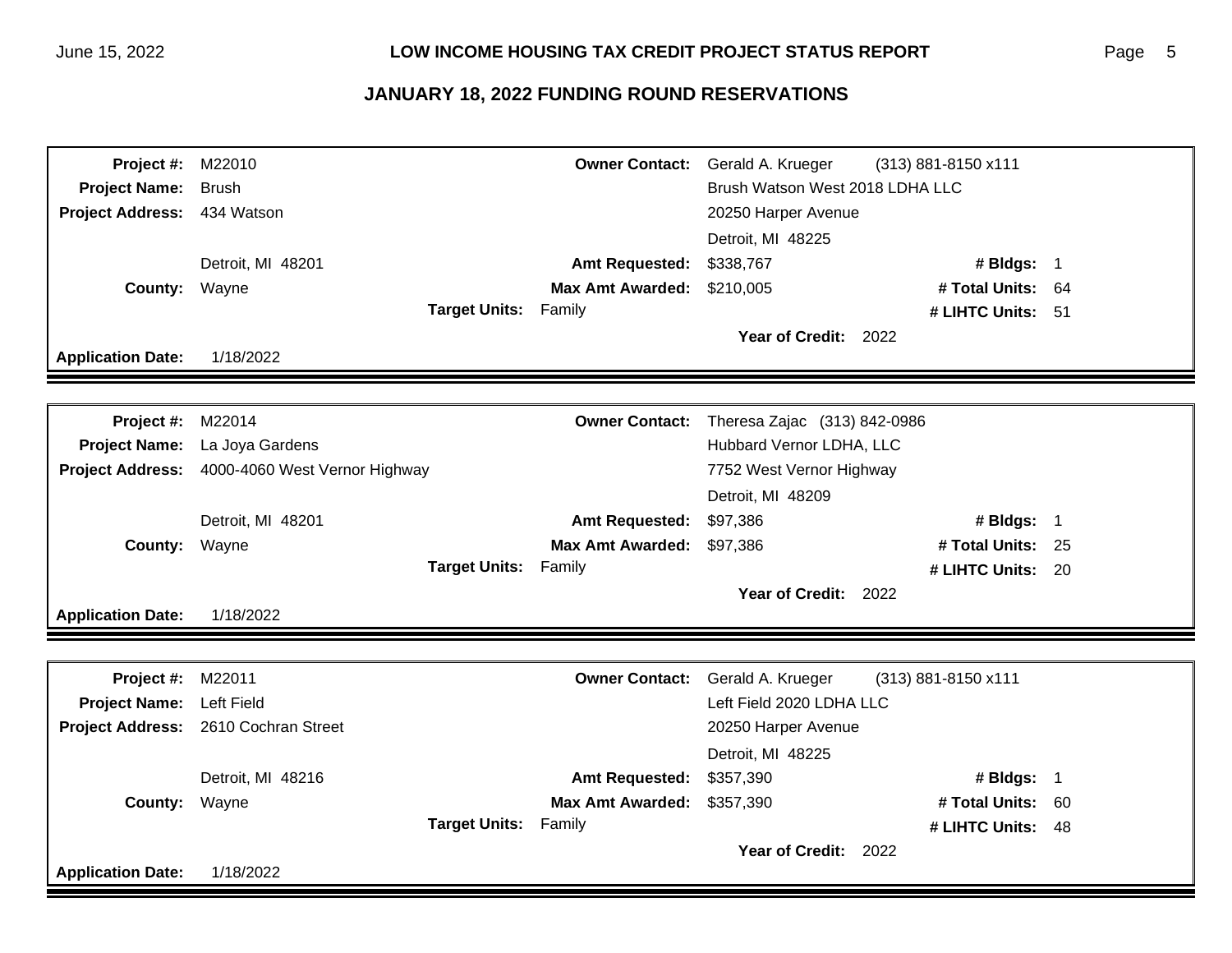## JANUARY 18, 2022 FUNDING ROUND RESERVATIONS

| | | | | | |
|---|---|---|---|---|---|
| **Project #:** | M22010 | **Owner Contact:** | Gerald A. Krueger (313) 881-8150 x111 | | |
| **Project Name:** | Brush | | Brush Watson West 2018 LDHA LLC | | |
| **Project Address:** | 434 Watson | | 20250 Harper Avenue | | |
| | | | Detroit, MI 48225 | | |
| | Detroit, MI 48201 | **Amt Requested:** | $338,767 | **# Bldgs:** | 1 |
| **County:** | Wayne | **Max Amt Awarded:** | $210,005 | **# Total Units:** | 64 |
| | **Target Units:** Family | | | **# LIHTC Units:** | 51 |
| | | | **Year of Credit:** 2022 | | |
| **Application Date:** | 1/18/2022 | | | | |

| | | | | | |
|---|---|---|---|---|---|
| **Project #:** | M22014 | **Owner Contact:** | Theresa Zajac (313) 842-0986 | | |
| **Project Name:** | La Joya Gardens | | Hubbard Vernor LDHA, LLC | | |
| **Project Address:** | 4000-4060 West Vernor Highway | | 7752 West Vernor Highway | | |
| | | | Detroit, MI 48209 | | |
| | Detroit, MI 48201 | **Amt Requested:** | $97,386 | **# Bldgs:** | 1 |
| **County:** | Wayne | **Max Amt Awarded:** | $97,386 | **# Total Units:** | 25 |
| | **Target Units:** Family | | | **# LIHTC Units:** | 20 |
| | | | **Year of Credit:** 2022 | | |
| **Application Date:** | 1/18/2022 | | | | |

| | | | | | |
|---|---|---|---|---|---|
| **Project #:** | M22011 | **Owner Contact:** | Gerald A. Krueger (313) 881-8150 x111 | | |
| **Project Name:** | Left Field | | Left Field 2020 LDHA LLC | | |
| **Project Address:** | 2610 Cochran Street | | 20250 Harper Avenue | | |
| | | | Detroit, MI 48225 | | |
| | Detroit, MI 48216 | **Amt Requested:** | $357,390 | **# Bldgs:** | 1 |
| **County:** | Wayne | **Max Amt Awarded:** | $357,390 | **# Total Units:** | 60 |
| | **Target Units:** Family | | | **# LIHTC Units:** | 48 |
| | | | **Year of Credit:** 2022 | | |
| **Application Date:** | 1/18/2022 | | | | |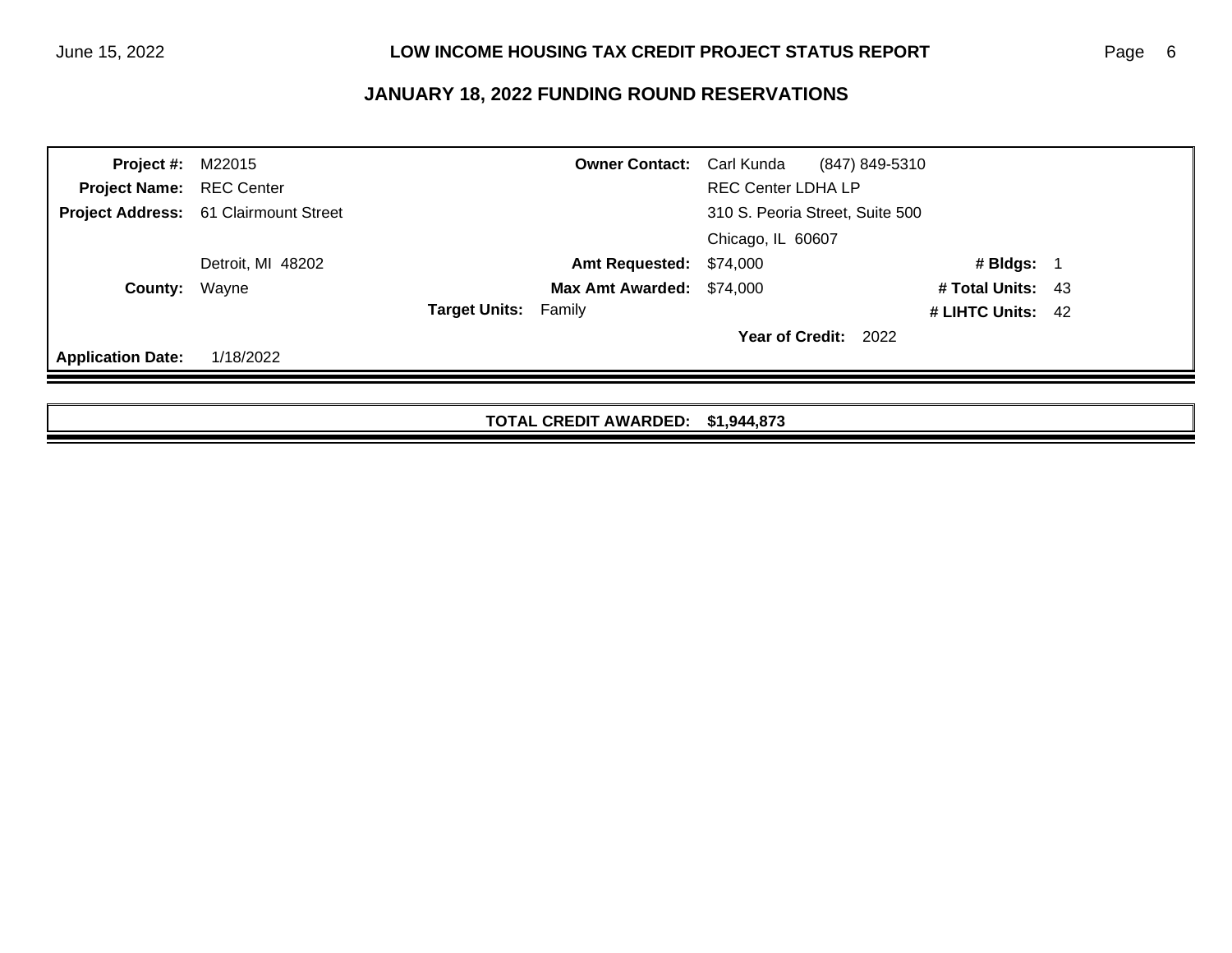## JANUARY 18, 2022 FUNDING ROUND RESERVATIONS

| | | | | | |
|---|---|---|---|---|---|
| **Project #:** | M22015 | **Owner Contact:** | Carl Kunda (847) 849-5310 | | |
| **Project Name:** | REC Center | | REC Center LDHA LP | | |
| **Project Address:** | 61 Clairmount Street | | 310 S. Peoria Street, Suite 500 | | |
| | | | Chicago, IL 60607 | | |
| | Detroit, MI 48202 | **Amt Requested:** | $74,000 | **# Bldgs:** | 1 |
| **County:** | Wayne | **Max Amt Awarded:** | $74,000 | **# Total Units:** | 43 |
| | **Target Units:** Family | | | **# LIHTC Units:** | 42 |
| | | | **Year of Credit:** 2022 | | |
| **Application Date:** | 1/18/2022 | | | | |

**TOTAL CREDIT AWARDED: $1,944,873**